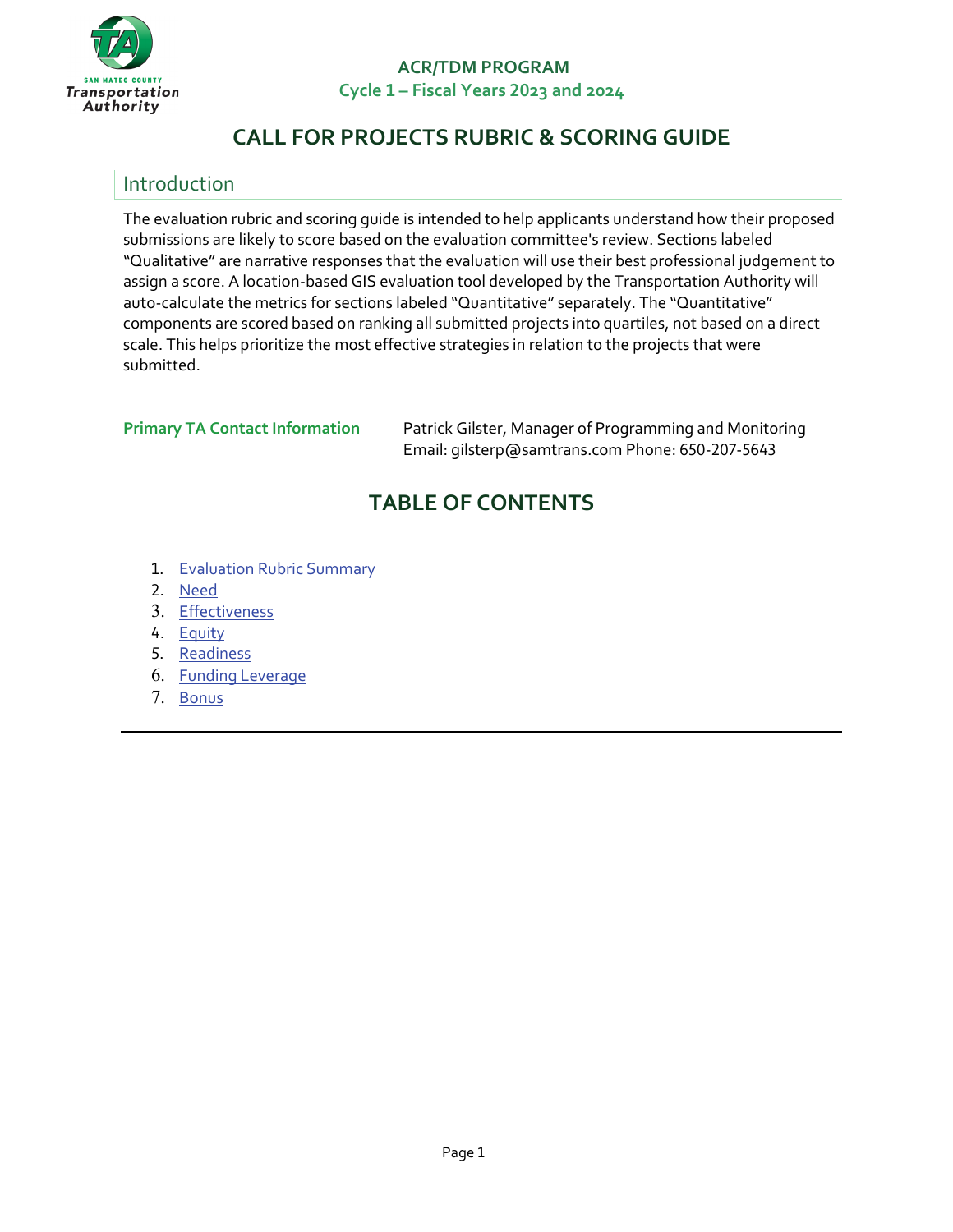ACR/TDM PROGRAM

Cycle 1 – Fiscal Years 2023 and 2024

# CALL FOR PROJECTS RUBRIC & SCORING GUIDE

## Introduction

The evaluation rubric and scoring guide is intended to help applicants understand how their proposed submissions are likely to score based on the evaluation committee's review. Sections labeled "Qualitative" are narrative responses that the evaluation will use their best professional judgement to assign a score. A location-based GIS evaluation tool developed by the Transportation Authority will auto-calculate the metrics for sections labeled "Quantitative" separately. The "Quantitative" components are scored based on ranking all submitted projects into quartiles, not based on a direct scale. This helps prioritize the most effective strategies in relation to the projects that were submitted.

**Primary TA Contact Information**

Patrick Gilster, Manager of Programming and Monitoring
Email: gilsterp@samtrans.com Phone: 650-207-5643

## TABLE OF CONTENTS

1. Evaluation Rubric Summary
2. Need
3. Effectiveness
4. Equity
5. Readiness
6. Funding Leverage
7. Bonus

---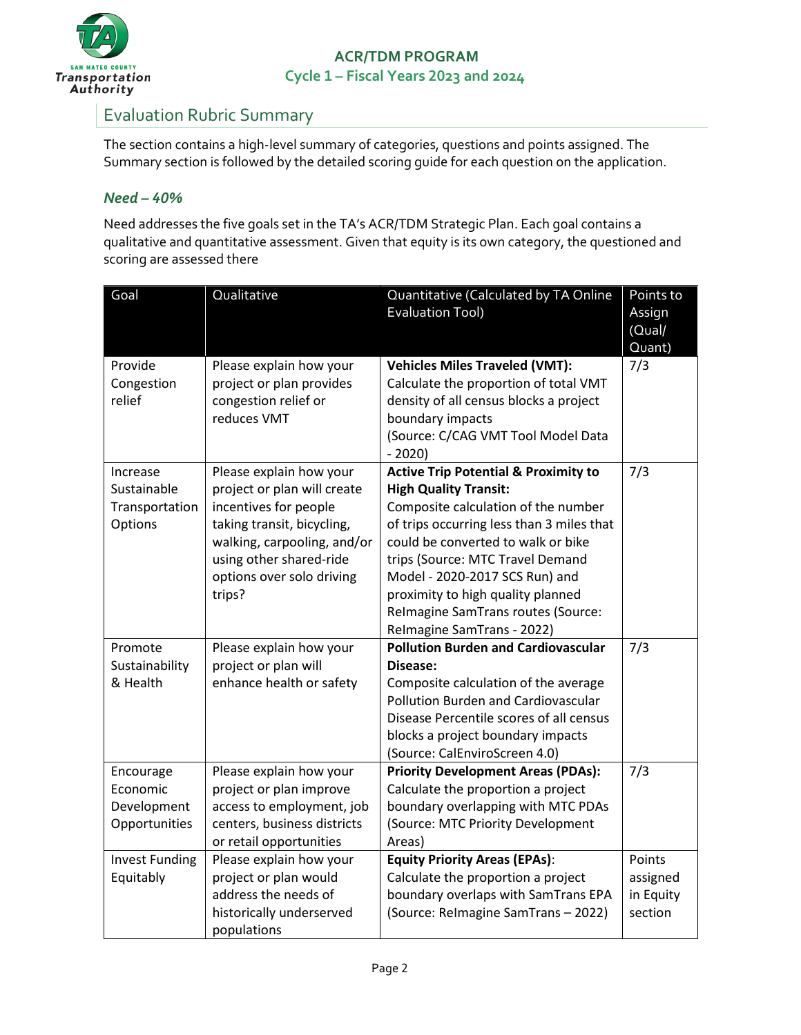# ACR/TDM PROGRAM
## Cycle 1 – Fiscal Years 2023 and 2024

## Evaluation Rubric Summary

The section contains a high-level summary of categories, questions and points assigned. The Summary section is followed by the detailed scoring guide for each question on the application.

### *Need – 40%*

Need addresses the five goals set in the TA's ACR/TDM Strategic Plan. Each goal contains a qualitative and quantitative assessment. Given that equity is its own category, the questioned and scoring are assessed there

| Goal | Qualitative | Quantitative (Calculated by TA Online Evaluation Tool) | Points to Assign (Qual/ Quant) |
|---|---|---|---|
| Provide Congestion relief | Please explain how your project or plan provides congestion relief or reduces VMT | **Vehicles Miles Traveled (VMT):** Calculate the proportion of total VMT density of all census blocks a project boundary impacts (Source: C/CAG VMT Tool Model Data - 2020) | 7/3 |
| Increase Sustainable Transportation Options | Please explain how your project or plan will create incentives for people taking transit, bicycling, walking, carpooling, and/or using other shared-ride options over solo driving trips? | **Active Trip Potential & Proximity to High Quality Transit:** Composite calculation of the number of trips occurring less than 3 miles that could be converted to walk or bike trips (Source: MTC Travel Demand Model - 2020-2017 SCS Run) and proximity to high quality planned ReImagine SamTrans routes (Source: ReImagine SamTrans - 2022) | 7/3 |
| Promote Sustainability & Health | Please explain how your project or plan will enhance health or safety | **Pollution Burden and Cardiovascular Disease:** Composite calculation of the average Pollution Burden and Cardiovascular Disease Percentile scores of all census blocks a project boundary impacts (Source: CalEnviroScreen 4.0) | 7/3 |
| Encourage Economic Development Opportunities | Please explain how your project or plan improve access to employment, job centers, business districts or retail opportunities | **Priority Development Areas (PDAs):** Calculate the proportion a project boundary overlapping with MTC PDAs (Source: MTC Priority Development Areas) | 7/3 |
| Invest Funding Equitably | Please explain how your project or plan would address the needs of historically underserved populations | **Equity Priority Areas (EPAs)**: Calculate the proportion a project boundary overlaps with SamTrans EPA (Source: ReImagine SamTrans – 2022) | Points assigned in Equity section |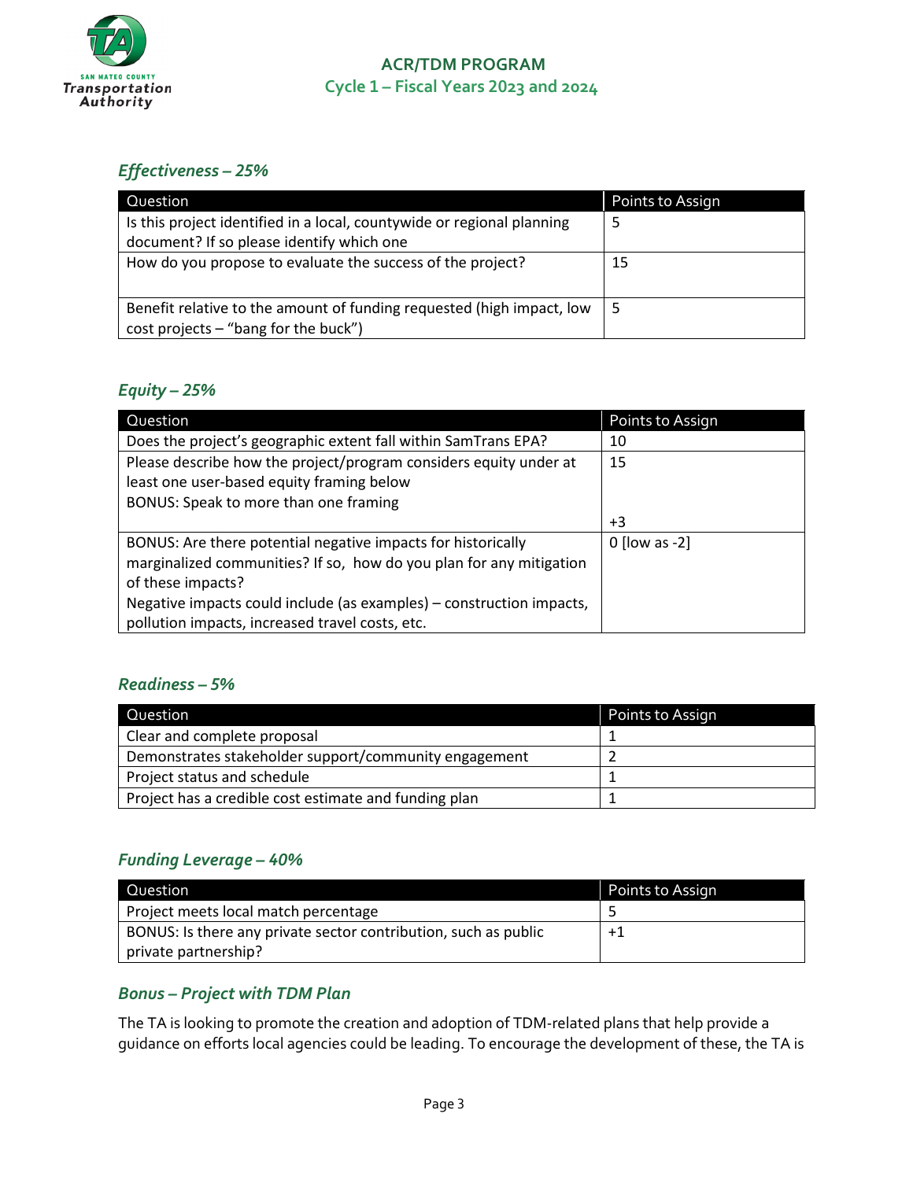### *Effectiveness – 25%*

| Question | Points to Assign |
|---|---|
| Is this project identified in a local, countywide or regional planning document? If so please identify which one | 5 |
| How do you propose to evaluate the success of the project? | 15 |
| Benefit relative to the amount of funding requested (high impact, low cost projects – "bang for the buck") | 5 |

### *Equity – 25%*

| Question | Points to Assign |
|---|---|
| Does the project's geographic extent fall within SamTrans EPA? | 10 |
| Please describe how the project/program considers equity under at least one user-based equity framing below<br>BONUS: Speak to more than one framing | 15<br><br>+3 |
| BONUS: Are there potential negative impacts for historically marginalized communities? If so, how do you plan for any mitigation of these impacts?<br>Negative impacts could include (as examples) – construction impacts, pollution impacts, increased travel costs, etc. | 0 [low as -2] |

### *Readiness – 5%*

| Question | Points to Assign |
|---|---|
| Clear and complete proposal | 1 |
| Demonstrates stakeholder support/community engagement | 2 |
| Project status and schedule | 1 |
| Project has a credible cost estimate and funding plan | 1 |

### *Funding Leverage – 40%*

| Question | Points to Assign |
|---|---|
| Project meets local match percentage | 5 |
| BONUS: Is there any private sector contribution, such as public private partnership? | +1 |

### *Bonus – Project with TDM Plan*

The TA is looking to promote the creation and adoption of TDM-related plans that help provide a guidance on efforts local agencies could be leading. To encourage the development of these, the TA is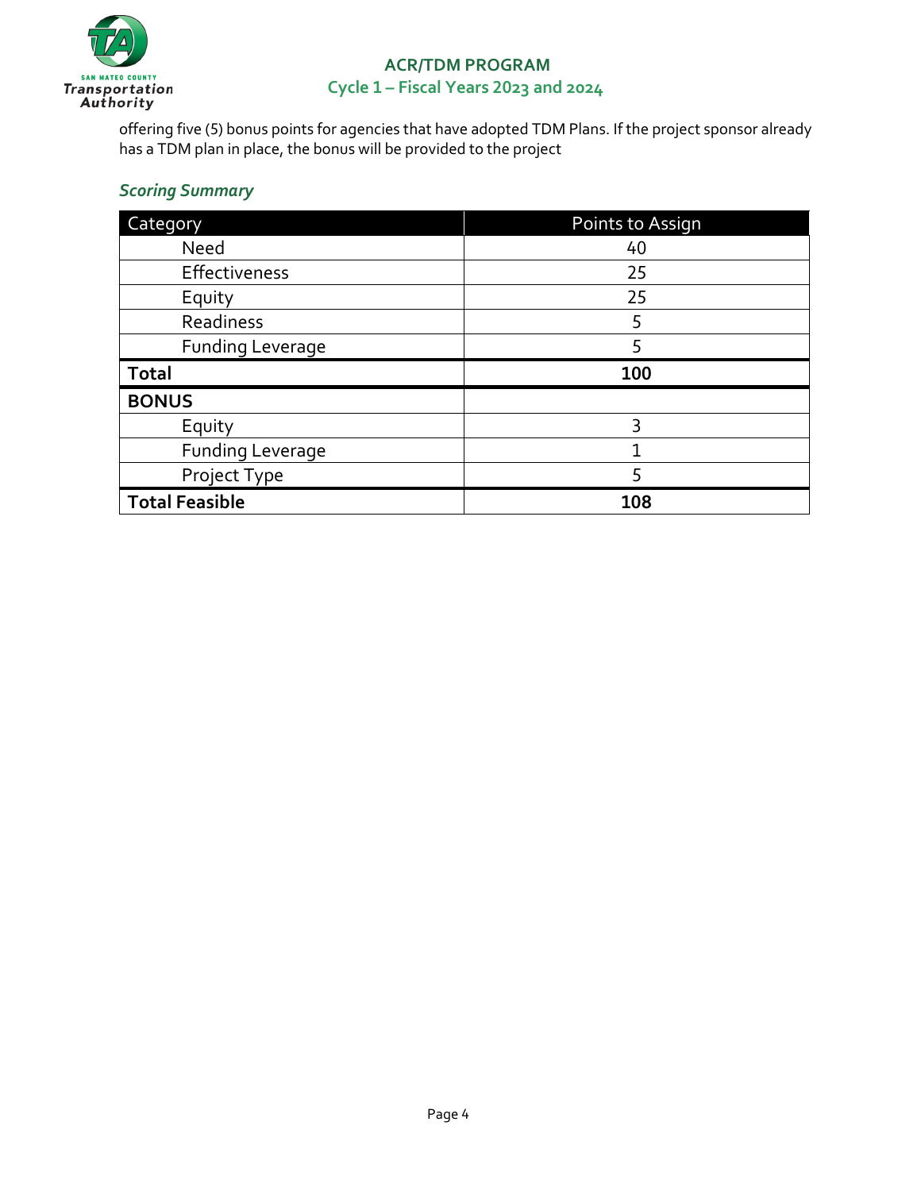offering five (5) bonus points for agencies that have adopted TDM Plans. If the project sponsor already has a TDM plan in place, the bonus will be provided to the project

### *Scoring Summary*

| Category | Points to Assign |
| --- | --- |
| Need | 40 |
| Effectiveness | 25 |
| Equity | 25 |
| Readiness | 5 |
| Funding Leverage | 5 |
| **Total** | **100** |
| **BONUS** | |
| Equity | 3 |
| Funding Leverage | 1 |
| Project Type | 5 |
| **Total Feasible** | **108** |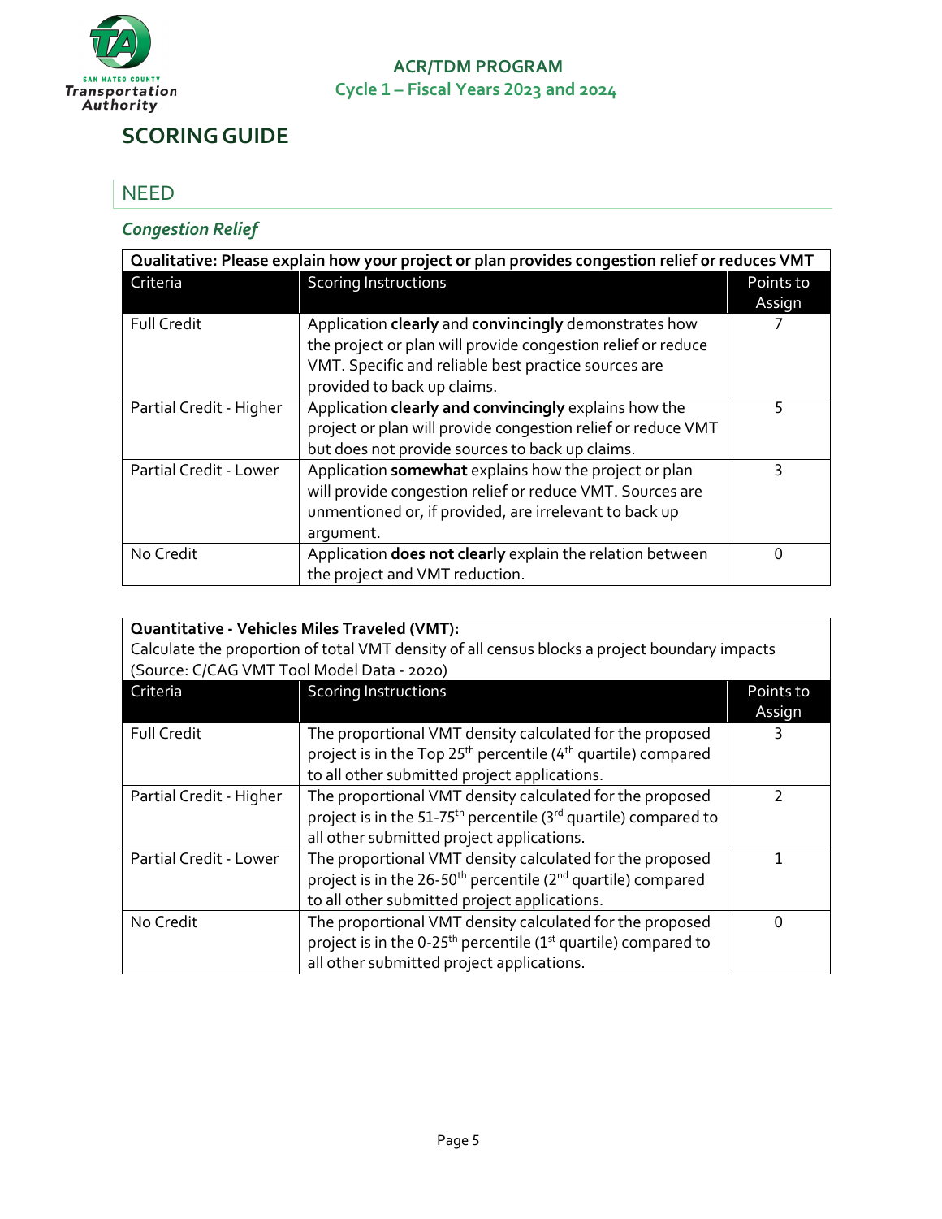**ACR/TDM PROGRAM**
**Cycle 1 – Fiscal Years 2023 and 2024**

# SCORING GUIDE

## NEED

### *Congestion Relief*

| **Qualitative: Please explain how your project or plan provides congestion relief or reduces VMT** | | |
|---|---|---|
| Criteria | Scoring Instructions | Points to Assign |
| Full Credit | Application **clearly** and **convincingly** demonstrates how the project or plan will provide congestion relief or reduce VMT. Specific and reliable best practice sources are provided to back up claims. | 7 |
| Partial Credit - Higher | Application **clearly and convincingly** explains how the project or plan will provide congestion relief or reduce VMT but does not provide sources to back up claims. | 5 |
| Partial Credit - Lower | Application **somewhat** explains how the project or plan will provide congestion relief or reduce VMT. Sources are unmentioned or, if provided, are irrelevant to back up argument. | 3 |
| No Credit | Application **does not clearly** explain the relation between the project and VMT reduction. | 0 |

| **Quantitative - Vehicles Miles Traveled (VMT):** Calculate the proportion of total VMT density of all census blocks a project boundary impacts (Source: C/CAG VMT Tool Model Data - 2020) | | |
|---|---|---|
| Criteria | Scoring Instructions | Points to Assign |
| Full Credit | The proportional VMT density calculated for the proposed project is in the Top 25th percentile (4th quartile) compared to all other submitted project applications. | 3 |
| Partial Credit - Higher | The proportional VMT density calculated for the proposed project is in the 51-75th percentile (3rd quartile) compared to all other submitted project applications. | 2 |
| Partial Credit - Lower | The proportional VMT density calculated for the proposed project is in the 26-50th percentile (2nd quartile) compared to all other submitted project applications. | 1 |
| No Credit | The proportional VMT density calculated for the proposed project is in the 0-25th percentile (1st quartile) compared to all other submitted project applications. | 0 |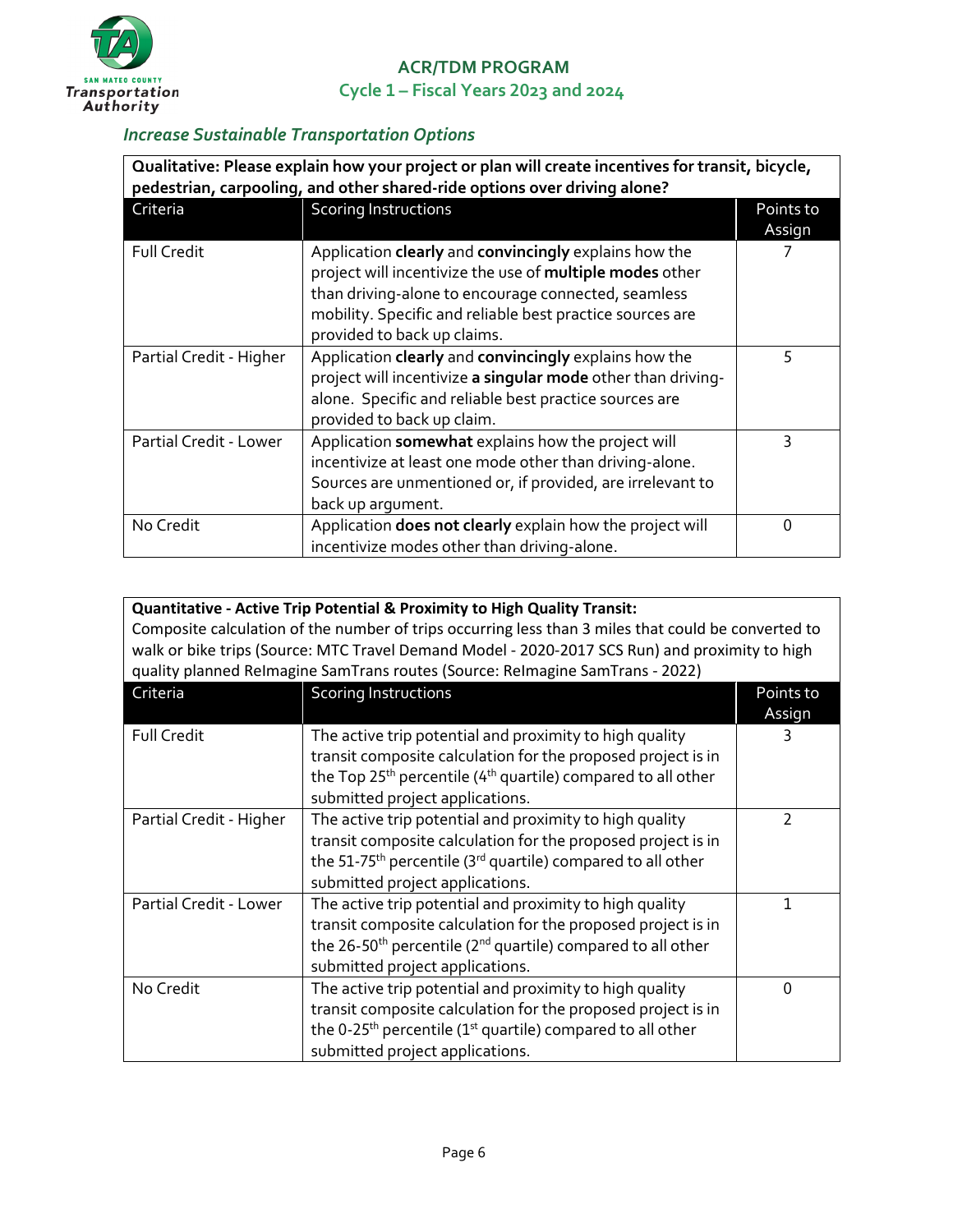### *Increase Sustainable Transportation Options*

**Qualitative: Please explain how your project or plan will create incentives for transit, bicycle, pedestrian, carpooling, and other shared-ride options over driving alone?**

| Criteria | Scoring Instructions | Points to Assign |
|---|---|---|
| Full Credit | Application **clearly** and **convincingly** explains how the project will incentivize the use of **multiple modes** other than driving-alone to encourage connected, seamless mobility. Specific and reliable best practice sources are provided to back up claims. | 7 |
| Partial Credit - Higher | Application **clearly** and **convincingly** explains how the project will incentivize **a singular mode** other than driving-alone. Specific and reliable best practice sources are provided to back up claim. | 5 |
| Partial Credit - Lower | Application **somewhat** explains how the project will incentivize at least one mode other than driving-alone. Sources are unmentioned or, if provided, are irrelevant to back up argument. | 3 |
| No Credit | Application **does not clearly** explain how the project will incentivize modes other than driving-alone. | 0 |

**Quantitative - Active Trip Potential & Proximity to High Quality Transit:**
Composite calculation of the number of trips occurring less than 3 miles that could be converted to walk or bike trips (Source: MTC Travel Demand Model - 2020-2017 SCS Run) and proximity to high quality planned ReImagine SamTrans routes (Source: ReImagine SamTrans - 2022)

| Criteria | Scoring Instructions | Points to Assign |
|---|---|---|
| Full Credit | The active trip potential and proximity to high quality transit composite calculation for the proposed project is in the Top 25th percentile (4th quartile) compared to all other submitted project applications. | 3 |
| Partial Credit - Higher | The active trip potential and proximity to high quality transit composite calculation for the proposed project is in the 51-75th percentile (3rd quartile) compared to all other submitted project applications. | 2 |
| Partial Credit - Lower | The active trip potential and proximity to high quality transit composite calculation for the proposed project is in the 26-50th percentile (2nd quartile) compared to all other submitted project applications. | 1 |
| No Credit | The active trip potential and proximity to high quality transit composite calculation for the proposed project is in the 0-25th percentile (1st quartile) compared to all other submitted project applications. | 0 |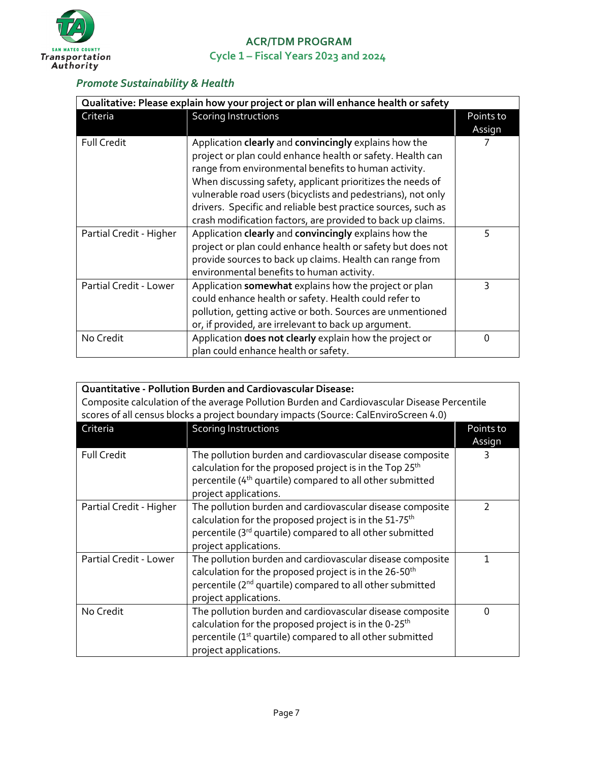### *Promote Sustainability & Health*

| **Qualitative: Please explain how your project or plan will enhance health or safety** | | |
|---|---|---|
| Criteria | Scoring Instructions | Points to Assign |
| Full Credit | Application **clearly** and **convincingly** explains how the project or plan could enhance health or safety. Health can range from environmental benefits to human activity. When discussing safety, applicant prioritizes the needs of vulnerable road users (bicyclists and pedestrians), not only drivers. Specific and reliable best practice sources, such as crash modification factors, are provided to back up claims. | 7 |
| Partial Credit - Higher | Application **clearly** and **convincingly** explains how the project or plan could enhance health or safety but does not provide sources to back up claims. Health can range from environmental benefits to human activity. | 5 |
| Partial Credit - Lower | Application **somewhat** explains how the project or plan could enhance health or safety. Health could refer to pollution, getting active or both. Sources are unmentioned or, if provided, are irrelevant to back up argument. | 3 |
| No Credit | Application **does not clearly** explain how the project or plan could enhance health or safety. | 0 |

| **Quantitative - Pollution Burden and Cardiovascular Disease:** Composite calculation of the average Pollution Burden and Cardiovascular Disease Percentile scores of all census blocks a project boundary impacts (Source: CalEnviroScreen 4.0) | | |
|---|---|---|
| Criteria | Scoring Instructions | Points to Assign |
| Full Credit | The pollution burden and cardiovascular disease composite calculation for the proposed project is in the Top 25th percentile (4th quartile) compared to all other submitted project applications. | 3 |
| Partial Credit - Higher | The pollution burden and cardiovascular disease composite calculation for the proposed project is in the 51-75th percentile (3rd quartile) compared to all other submitted project applications. | 2 |
| Partial Credit - Lower | The pollution burden and cardiovascular disease composite calculation for the proposed project is in the 26-50th percentile (2nd quartile) compared to all other submitted project applications. | 1 |
| No Credit | The pollution burden and cardiovascular disease composite calculation for the proposed project is in the 0-25th percentile (1st quartile) compared to all other submitted project applications. | 0 |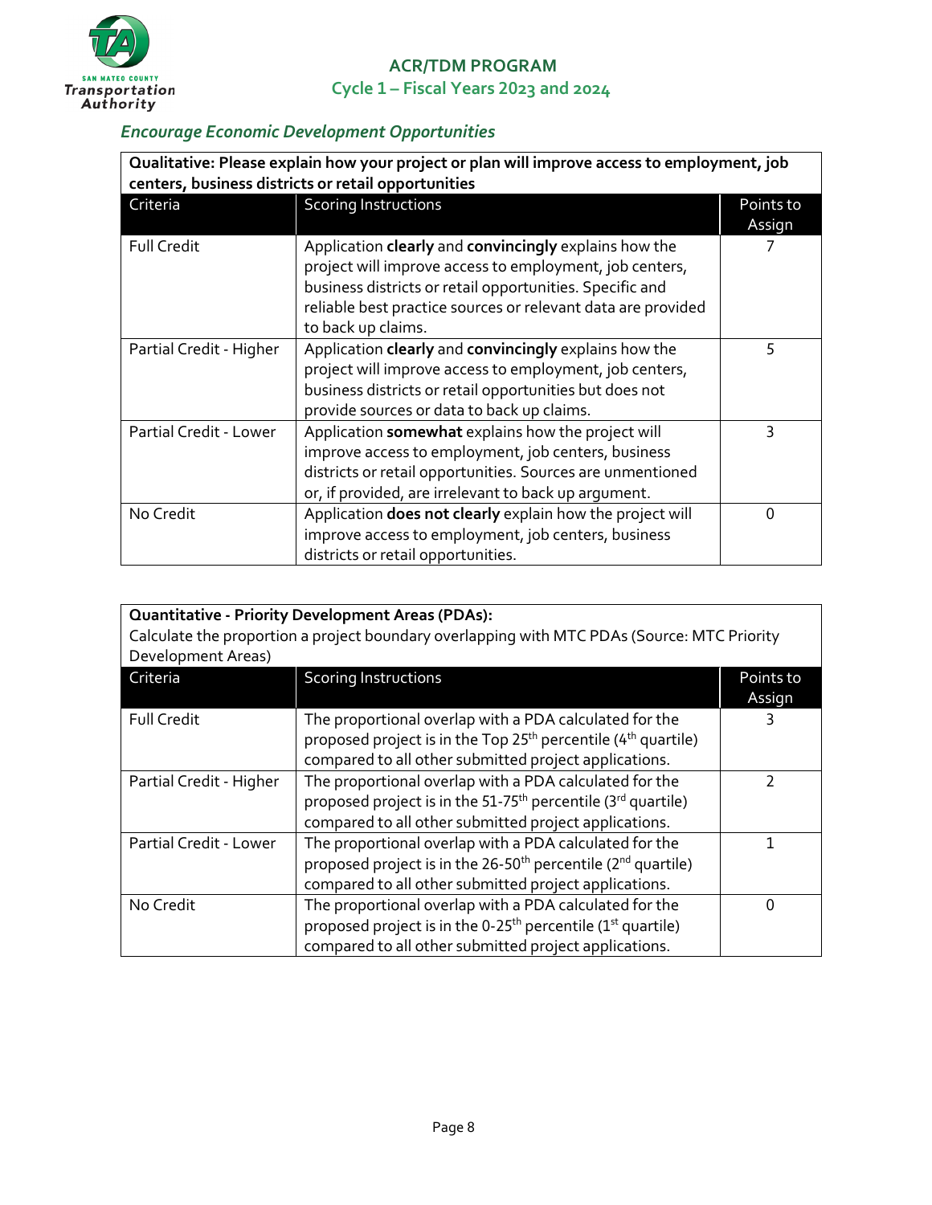### *Encourage Economic Development Opportunities*

| **Qualitative: Please explain how your project or plan will improve access to employment, job centers, business districts or retail opportunities** | | |
|---|---|---|
| Criteria | Scoring Instructions | Points to Assign |
| Full Credit | Application **clearly** and **convincingly** explains how the project will improve access to employment, job centers, business districts or retail opportunities. Specific and reliable best practice sources or relevant data are provided to back up claims. | 7 |
| Partial Credit - Higher | Application **clearly** and **convincingly** explains how the project will improve access to employment, job centers, business districts or retail opportunities but does not provide sources or data to back up claims. | 5 |
| Partial Credit - Lower | Application **somewhat** explains how the project will improve access to employment, job centers, business districts or retail opportunities. Sources are unmentioned or, if provided, are irrelevant to back up argument. | 3 |
| No Credit | Application **does not clearly** explain how the project will improve access to employment, job centers, business districts or retail opportunities. | 0 |

| **Quantitative - Priority Development Areas (PDAs):** Calculate the proportion a project boundary overlapping with MTC PDAs (Source: MTC Priority Development Areas) | | |
|---|---|---|
| Criteria | Scoring Instructions | Points to Assign |
| Full Credit | The proportional overlap with a PDA calculated for the proposed project is in the Top 25th percentile (4th quartile) compared to all other submitted project applications. | 3 |
| Partial Credit - Higher | The proportional overlap with a PDA calculated for the proposed project is in the 51-75th percentile (3rd quartile) compared to all other submitted project applications. | 2 |
| Partial Credit - Lower | The proportional overlap with a PDA calculated for the proposed project is in the 26-50th percentile (2nd quartile) compared to all other submitted project applications. | 1 |
| No Credit | The proportional overlap with a PDA calculated for the proposed project is in the 0-25th percentile (1st quartile) compared to all other submitted project applications. | 0 |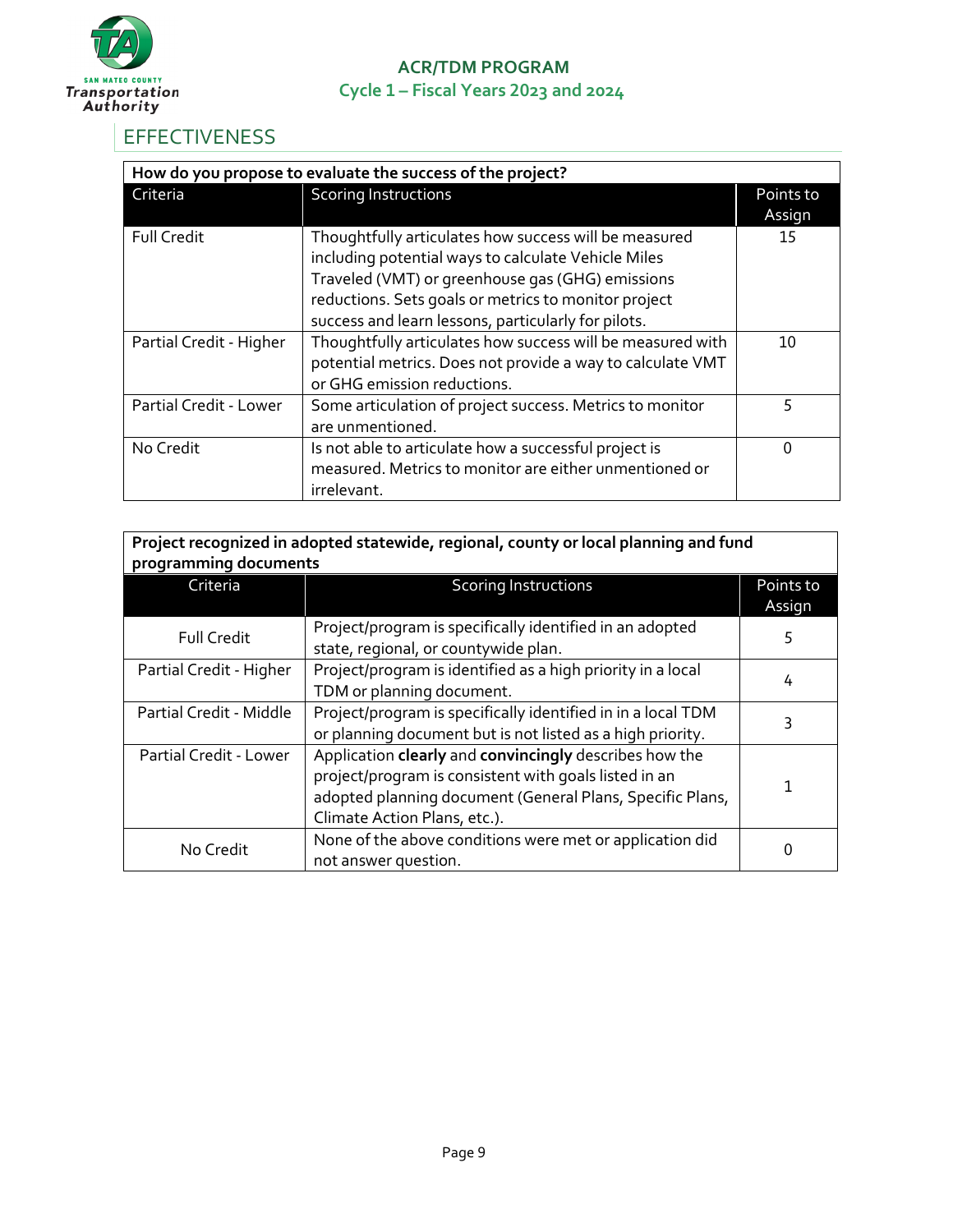## EFFECTIVENESS

| How do you propose to evaluate the success of the project? | | |
|---|---|---|
| **Criteria** | **Scoring Instructions** | **Points to Assign** |
| Full Credit | Thoughtfully articulates how success will be measured including potential ways to calculate Vehicle Miles Traveled (VMT) or greenhouse gas (GHG) emissions reductions. Sets goals or metrics to monitor project success and learn lessons, particularly for pilots. | 15 |
| Partial Credit - Higher | Thoughtfully articulates how success will be measured with potential metrics. Does not provide a way to calculate VMT or GHG emission reductions. | 10 |
| Partial Credit - Lower | Some articulation of project success. Metrics to monitor are unmentioned. | 5 |
| No Credit | Is not able to articulate how a successful project is measured. Metrics to monitor are either unmentioned or irrelevant. | 0 |

| Project recognized in adopted statewide, regional, county or local planning and fund programming documents | | |
|---|---|---|
| **Criteria** | **Scoring Instructions** | **Points to Assign** |
| Full Credit | Project/program is specifically identified in an adopted state, regional, or countywide plan. | 5 |
| Partial Credit - Higher | Project/program is identified as a high priority in a local TDM or planning document. | 4 |
| Partial Credit - Middle | Project/program is specifically identified in in a local TDM or planning document but is not listed as a high priority. | 3 |
| Partial Credit - Lower | Application **clearly** and **convincingly** describes how the project/program is consistent with goals listed in an adopted planning document (General Plans, Specific Plans, Climate Action Plans, etc.). | 1 |
| No Credit | None of the above conditions were met or application did not answer question. | 0 |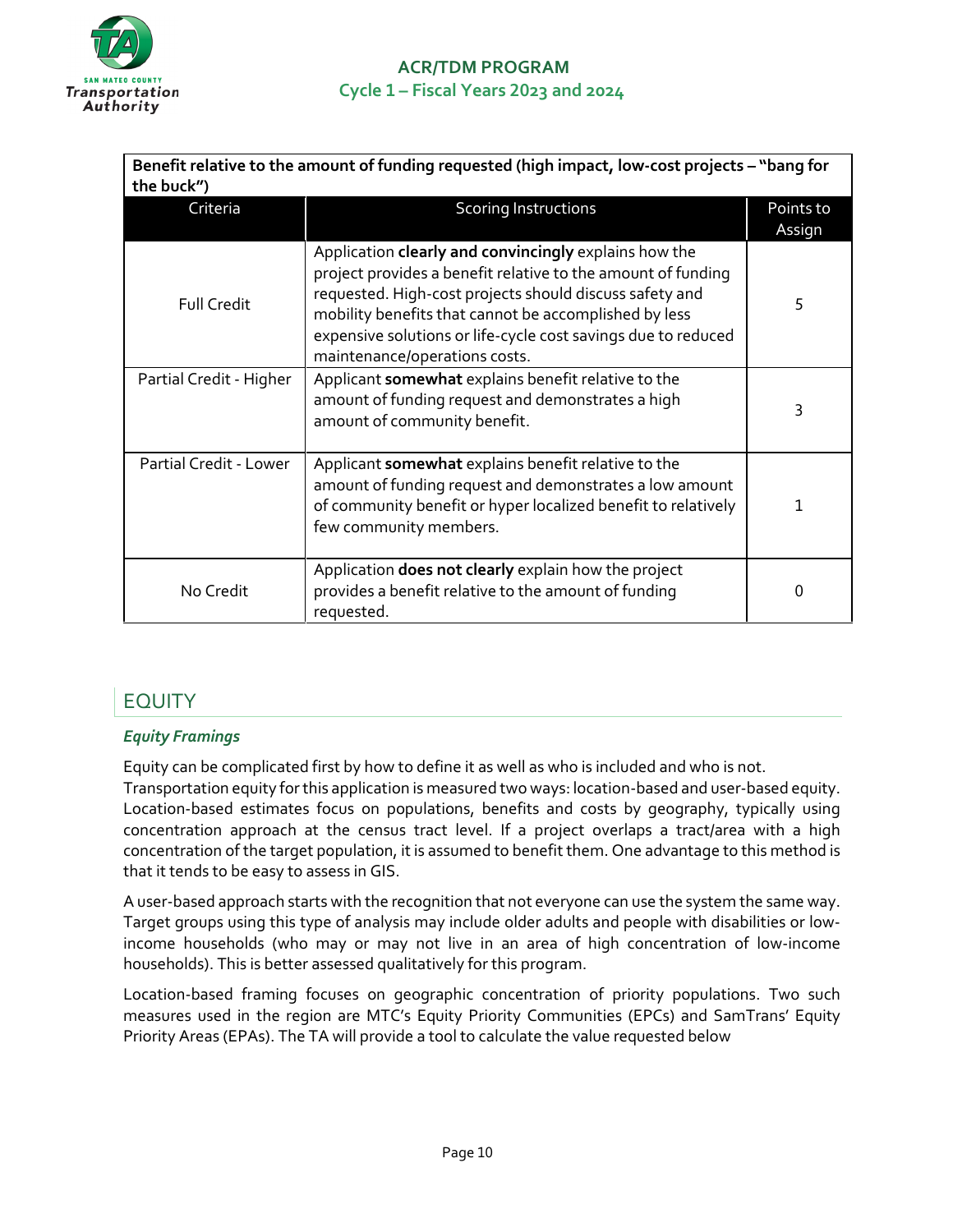| Benefit relative to the amount of funding requested (high impact, low-cost projects – "bang for the buck") | | |
|---|---|---|
| Criteria | Scoring Instructions | Points to Assign |
| Full Credit | Application **clearly and convincingly** explains how the project provides a benefit relative to the amount of funding requested. High-cost projects should discuss safety and mobility benefits that cannot be accomplished by less expensive solutions or life-cycle cost savings due to reduced maintenance/operations costs. | 5 |
| Partial Credit - Higher | Applicant **somewhat** explains benefit relative to the amount of funding request and demonstrates a high amount of community benefit. | 3 |
| Partial Credit - Lower | Applicant **somewhat** explains benefit relative to the amount of funding request and demonstrates a low amount of community benefit or hyper localized benefit to relatively few community members. | 1 |
| No Credit | Application **does not clearly** explain how the project provides a benefit relative to the amount of funding requested. | 0 |

## EQUITY

### *Equity Framings*

Equity can be complicated first by how to define it as well as who is included and who is not. Transportation equity for this application is measured two ways: location-based and user-based equity. Location-based estimates focus on populations, benefits and costs by geography, typically using concentration approach at the census tract level. If a project overlaps a tract/area with a high concentration of the target population, it is assumed to benefit them. One advantage to this method is that it tends to be easy to assess in GIS.

A user-based approach starts with the recognition that not everyone can use the system the same way. Target groups using this type of analysis may include older adults and people with disabilities or low-income households (who may or may not live in an area of high concentration of low-income households). This is better assessed qualitatively for this program.

Location-based framing focuses on geographic concentration of priority populations. Two such measures used in the region are MTC's Equity Priority Communities (EPCs) and SamTrans' Equity Priority Areas (EPAs). The TA will provide a tool to calculate the value requested below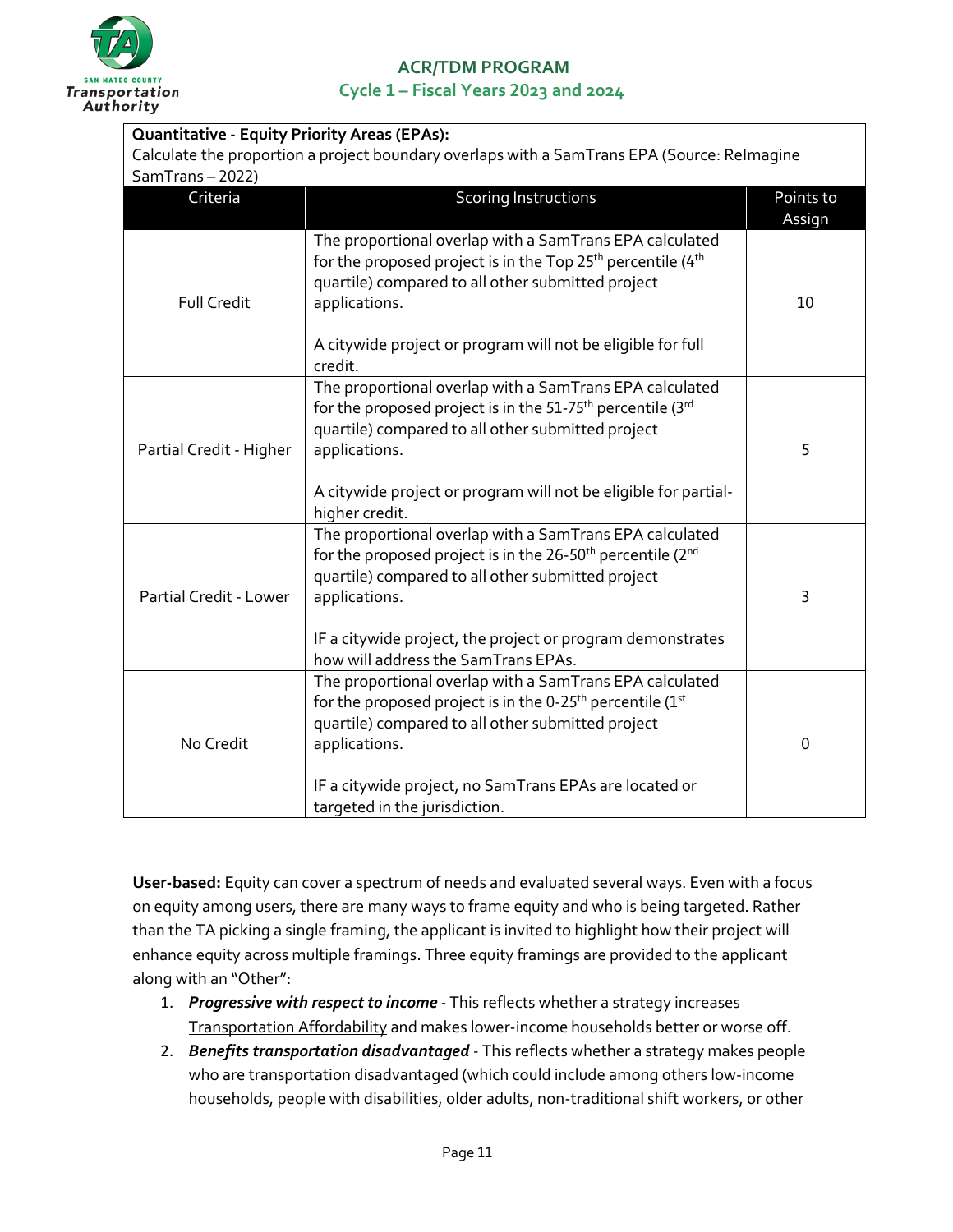**Quantitative - Equity Priority Areas (EPAs):**
Calculate the proportion a project boundary overlaps with a SamTrans EPA (Source: ReImagine SamTrans – 2022)

| Criteria | Scoring Instructions | Points to Assign |
|---|---|---|
| Full Credit | The proportional overlap with a SamTrans EPA calculated for the proposed project is in the Top 25th percentile (4th quartile) compared to all other submitted project applications.<br><br>A citywide project or program will not be eligible for full credit. | 10 |
| Partial Credit - Higher | The proportional overlap with a SamTrans EPA calculated for the proposed project is in the 51-75th percentile (3rd quartile) compared to all other submitted project applications.<br><br>A citywide project or program will not be eligible for partial-higher credit. | 5 |
| Partial Credit - Lower | The proportional overlap with a SamTrans EPA calculated for the proposed project is in the 26-50th percentile (2nd quartile) compared to all other submitted project applications.<br><br>IF a citywide project, the project or program demonstrates how will address the SamTrans EPAs. | 3 |
| No Credit | The proportional overlap with a SamTrans EPA calculated for the proposed project is in the 0-25th percentile (1st quartile) compared to all other submitted project applications.<br><br>IF a citywide project, no SamTrans EPAs are located or targeted in the jurisdiction. | 0 |

**User-based:** Equity can cover a spectrum of needs and evaluated several ways. Even with a focus on equity among users, there are many ways to frame equity and who is being targeted. Rather than the TA picking a single framing, the applicant is invited to highlight how their project will enhance equity across multiple framings. Three equity framings are provided to the applicant along with an "Other":

1. ***Progressive with respect to income*** - This reflects whether a strategy increases Transportation Affordability and makes lower-income households better or worse off.
2. ***Benefits transportation disadvantaged*** - This reflects whether a strategy makes people who are transportation disadvantaged (which could include among others low-income households, people with disabilities, older adults, non-traditional shift workers, or other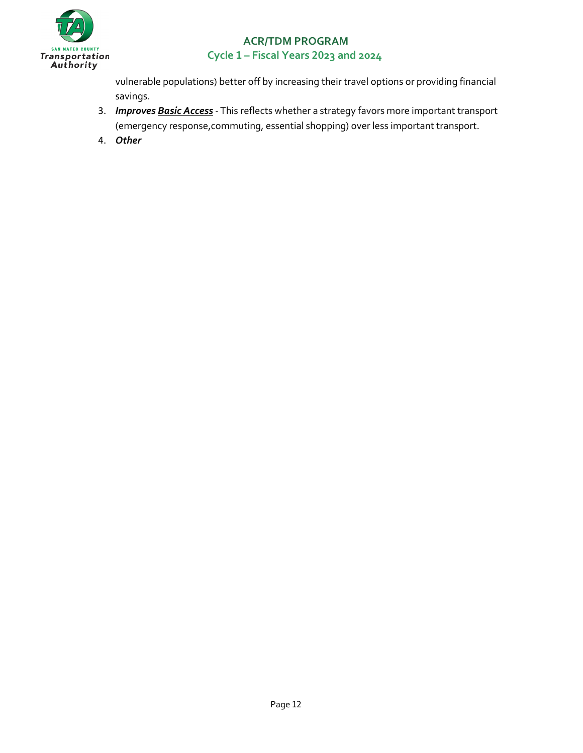vulnerable populations) better off by increasing their travel options or providing financial savings.

3. ***Improves <u>Basic Access</u>*** - This reflects whether a strategy favors more important transport (emergency response,commuting, essential shopping) over less important transport.
4. ***Other***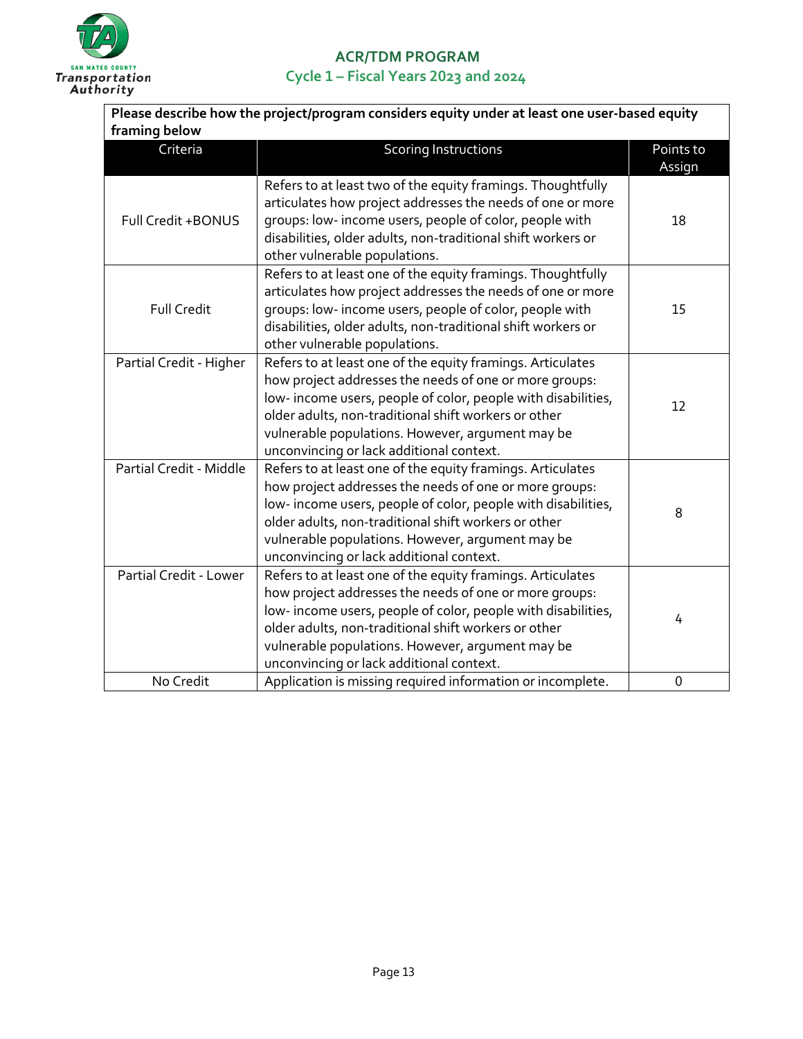| Please describe how the project/program considers equity under at least one user-based equity framing below | | |
|---|---|---|
| **Criteria** | **Scoring Instructions** | **Points to Assign** |
| Full Credit +BONUS | Refers to at least two of the equity framings. Thoughtfully articulates how project addresses the needs of one or more groups: low- income users, people of color, people with disabilities, older adults, non-traditional shift workers or other vulnerable populations. | 18 |
| Full Credit | Refers to at least one of the equity framings. Thoughtfully articulates how project addresses the needs of one or more groups: low- income users, people of color, people with disabilities, older adults, non-traditional shift workers or other vulnerable populations. | 15 |
| Partial Credit - Higher | Refers to at least one of the equity framings. Articulates how project addresses the needs of one or more groups: low- income users, people of color, people with disabilities, older adults, non-traditional shift workers or other vulnerable populations. However, argument may be unconvincing or lack additional context. | 12 |
| Partial Credit - Middle | Refers to at least one of the equity framings. Articulates how project addresses the needs of one or more groups: low- income users, people of color, people with disabilities, older adults, non-traditional shift workers or other vulnerable populations. However, argument may be unconvincing or lack additional context. | 8 |
| Partial Credit - Lower | Refers to at least one of the equity framings. Articulates how project addresses the needs of one or more groups: low- income users, people of color, people with disabilities, older adults, non-traditional shift workers or other vulnerable populations. However, argument may be unconvincing or lack additional context. | 4 |
| No Credit | Application is missing required information or incomplete. | 0 |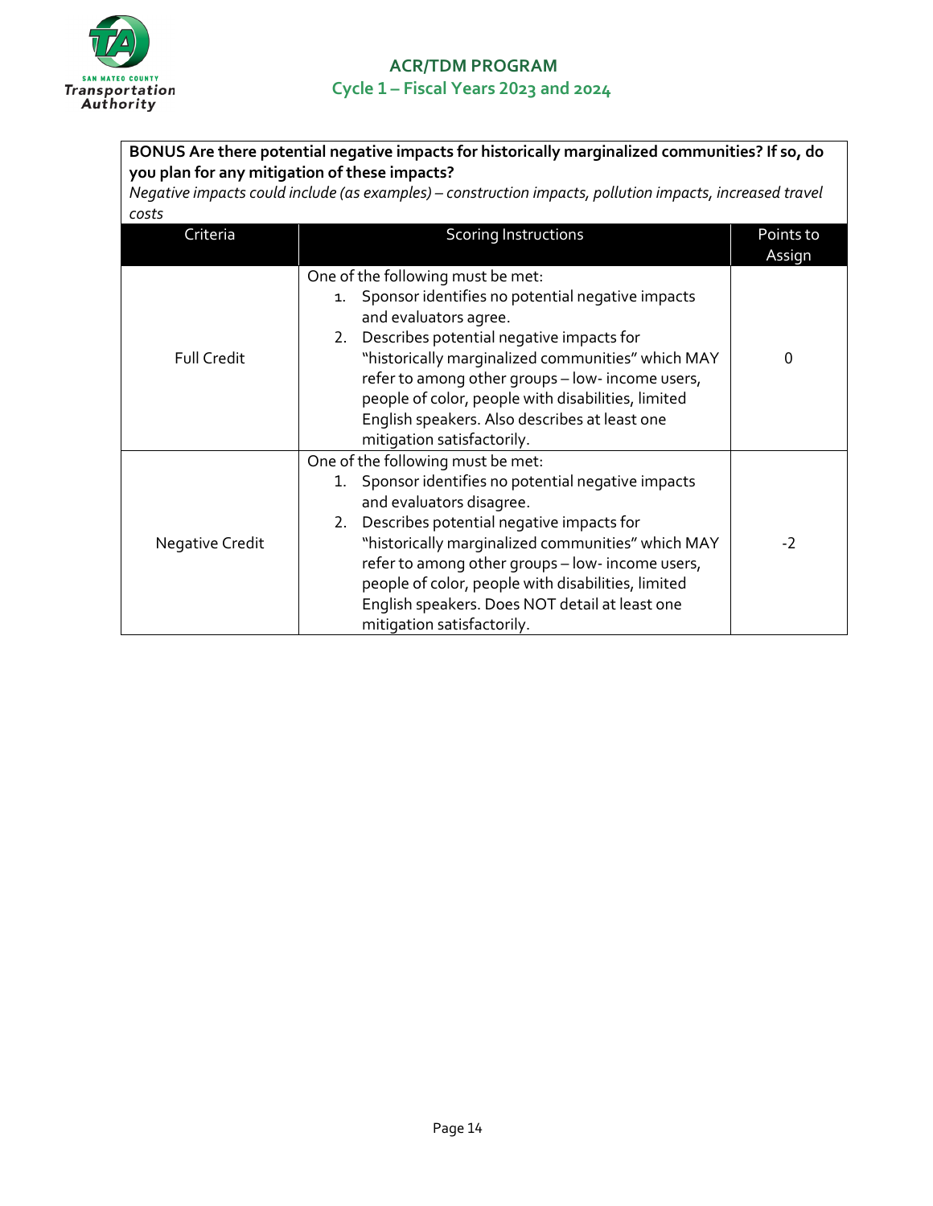**BONUS Are there potential negative impacts for historically marginalized communities? If so, do you plan for any mitigation of these impacts?**

*Negative impacts could include (as examples) – construction impacts, pollution impacts, increased travel costs*

| Criteria | Scoring Instructions | Points to Assign |
|---|---|---|
| Full Credit | One of the following must be met:<br>1. Sponsor identifies no potential negative impacts and evaluators agree.<br>2. Describes potential negative impacts for "historically marginalized communities" which MAY refer to among other groups – low- income users, people of color, people with disabilities, limited English speakers. Also describes at least one mitigation satisfactorily. | 0 |
| Negative Credit | One of the following must be met:<br>1. Sponsor identifies no potential negative impacts and evaluators disagree.<br>2. Describes potential negative impacts for "historically marginalized communities" which MAY refer to among other groups – low- income users, people of color, people with disabilities, limited English speakers. Does NOT detail at least one mitigation satisfactorily. | -2 |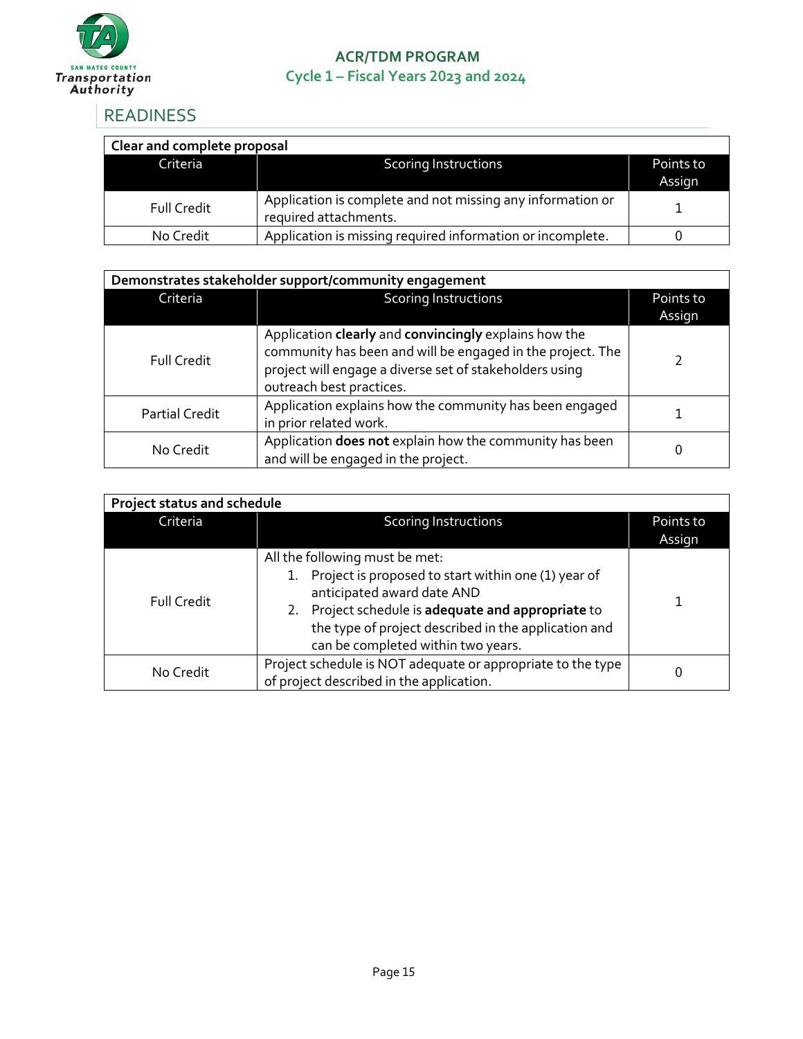## READINESS

| Clear and complete proposal | | |
|---|---|---|
| **Criteria** | **Scoring Instructions** | **Points to Assign** |
| Full Credit | Application is complete and not missing any information or required attachments. | 1 |
| No Credit | Application is missing required information or incomplete. | 0 |

| Demonstrates stakeholder support/community engagement | | |
|---|---|---|
| **Criteria** | **Scoring Instructions** | **Points to Assign** |
| Full Credit | Application **clearly** and **convincingly** explains how the community has been and will be engaged in the project. The project will engage a diverse set of stakeholders using outreach best practices. | 2 |
| Partial Credit | Application explains how the community has been engaged in prior related work. | 1 |
| No Credit | Application **does not** explain how the community has been and will be engaged in the project. | 0 |

| Project status and schedule | | |
|---|---|---|
| **Criteria** | **Scoring Instructions** | **Points to Assign** |
| Full Credit | All the following must be met:<br>1. Project is proposed to start within one (1) year of anticipated award date AND<br>2. Project schedule is **adequate and appropriate** to the type of project described in the application and can be completed within two years. | 1 |
| No Credit | Project schedule is NOT adequate or appropriate to the type of project described in the application. | 0 |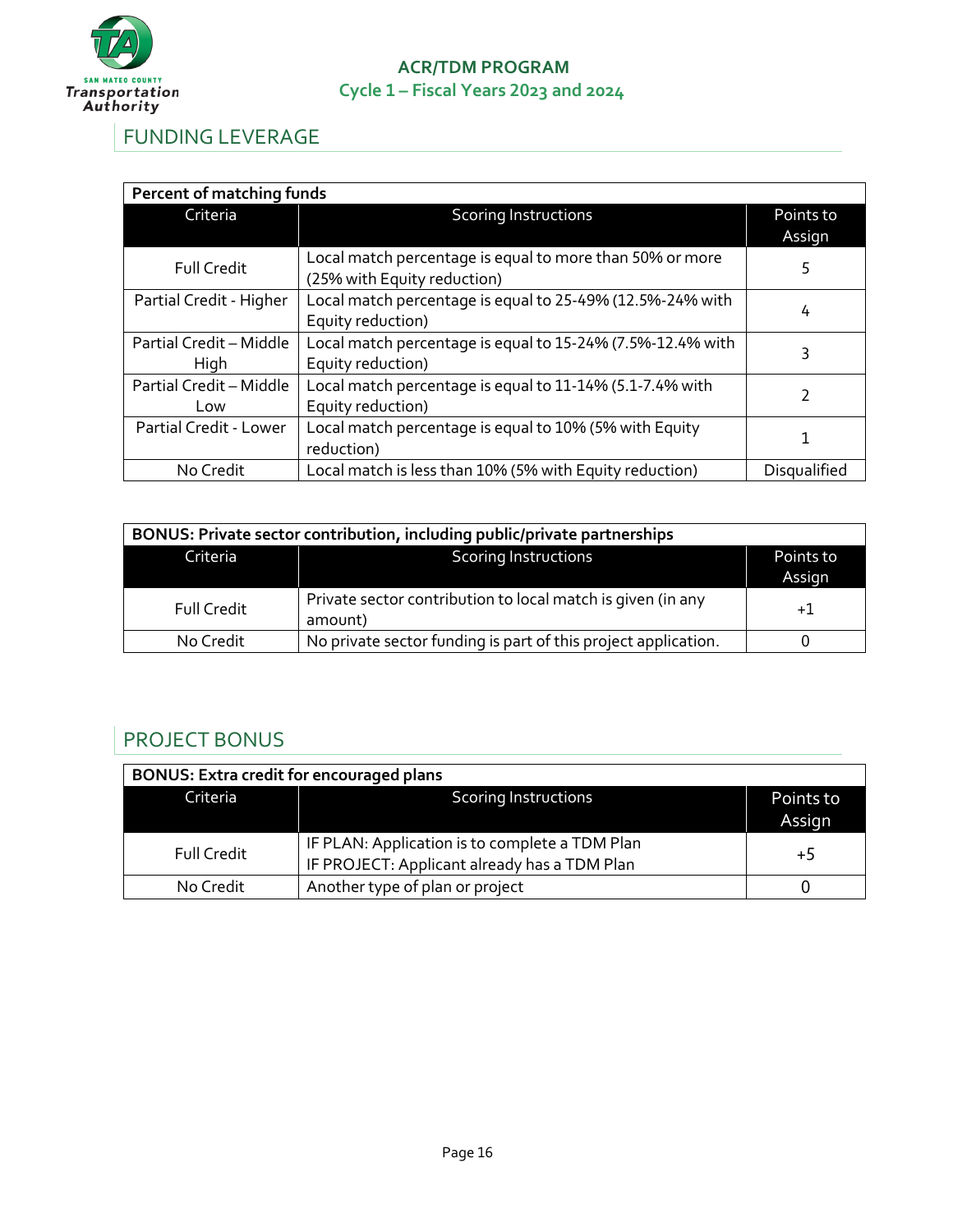## FUNDING LEVERAGE

| Percent of matching funds | | |
|---|---|---|
| **Criteria** | **Scoring Instructions** | **Points to Assign** |
| Full Credit | Local match percentage is equal to more than 50% or more (25% with Equity reduction) | 5 |
| Partial Credit - Higher | Local match percentage is equal to 25-49% (12.5%-24% with Equity reduction) | 4 |
| Partial Credit – Middle High | Local match percentage is equal to 15-24% (7.5%-12.4% with Equity reduction) | 3 |
| Partial Credit – Middle Low | Local match percentage is equal to 11-14% (5.1-7.4% with Equity reduction) | 2 |
| Partial Credit - Lower | Local match percentage is equal to 10% (5% with Equity reduction) | 1 |
| No Credit | Local match is less than 10% (5% with Equity reduction) | Disqualified |

| BONUS: Private sector contribution, including public/private partnerships | | |
|---|---|---|
| **Criteria** | **Scoring Instructions** | **Points to Assign** |
| Full Credit | Private sector contribution to local match is given (in any amount) | +1 |
| No Credit | No private sector funding is part of this project application. | 0 |

## PROJECT BONUS

| BONUS: Extra credit for encouraged plans | | |
|---|---|---|
| **Criteria** | **Scoring Instructions** | **Points to Assign** |
| Full Credit | IF PLAN: Application is to complete a TDM Plan<br>IF PROJECT: Applicant already has a TDM Plan | +5 |
| No Credit | Another type of plan or project | 0 |